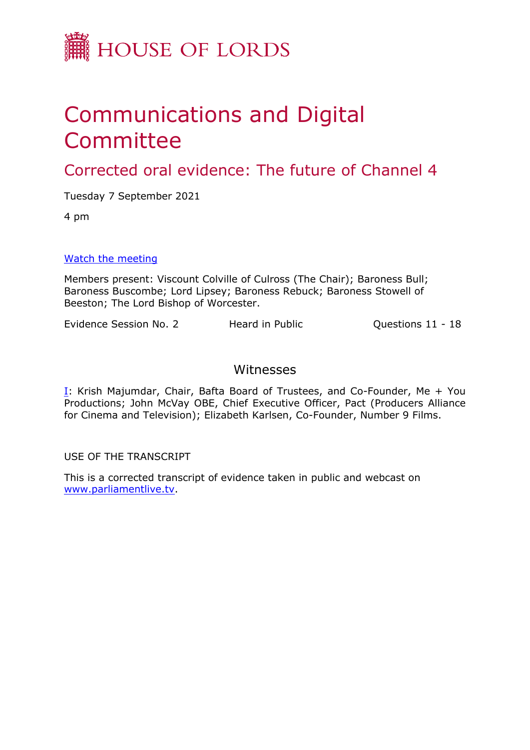# HOUSE OF LORDS

# Communications and Digital Committee

## Corrected oral evidence: The future of Channel 4

Tuesday 7 September 2021

4 pm

[Watch the meeting](#)

Members present: Viscount Colville of Culross (The Chair); Baroness Bull; Baroness Buscombe; Lord Lipsey; Baroness Rebuck; Baroness Stowell of Beeston; The Lord Bishop of Worcester.

Evidence Session No. 2 Heard in Public Questions 11 - 18

### Witnesses

I: Krish Majumdar, Chair, Bafta Board of Trustees, and Co-Founder, Me + You Productions; John McVay OBE, Chief Executive Officer, Pact (Producers Alliance for Cinema and Television); Elizabeth Karlsen, Co-Founder, Number 9 Films.

USE OF THE TRANSCRIPT

This is a corrected transcript of evidence taken in public and webcast on www.parliamentlive.tv.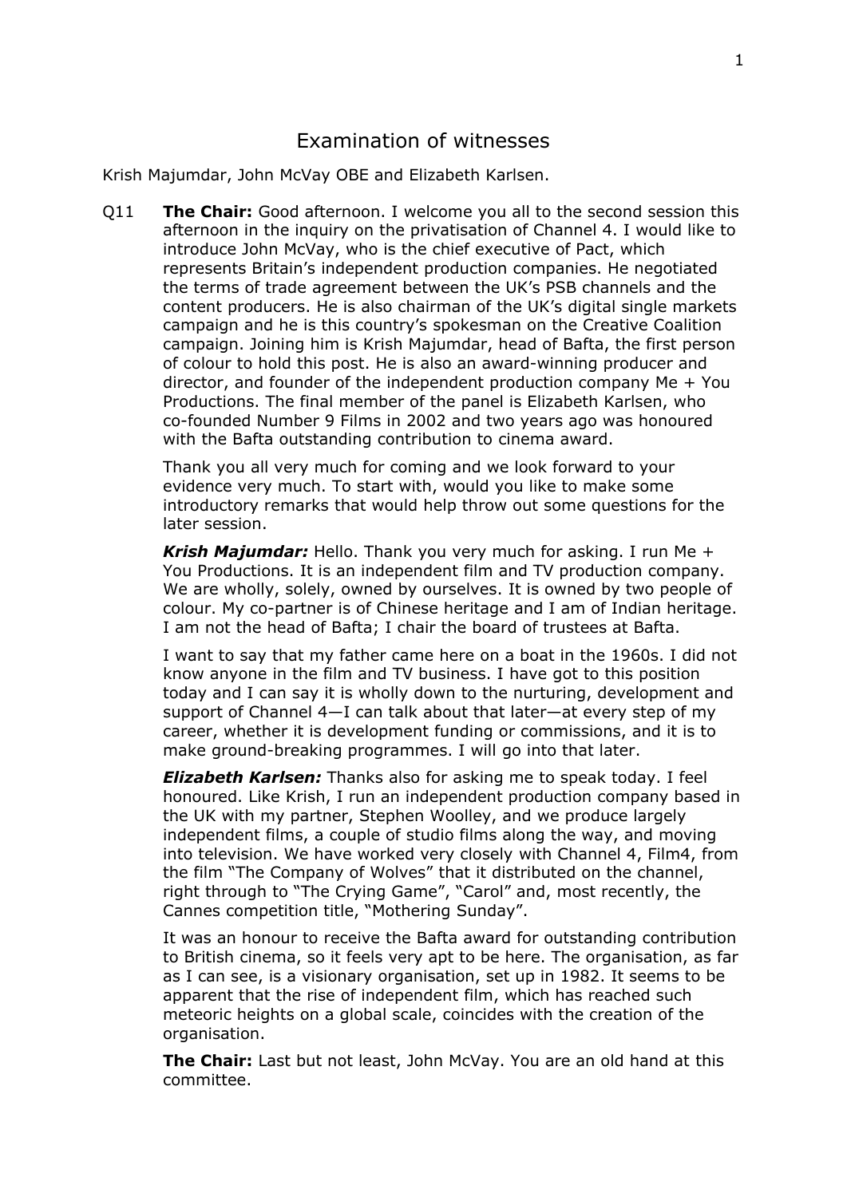# Examination of witnesses

Krish Majumdar, John McVay OBE and Elizabeth Karlsen.

Q11 **The Chair:** Good afternoon. I welcome you all to the second session this afternoon in the inquiry on the privatisation of Channel 4. I would like to introduce John McVay, who is the chief executive of Pact, which represents Britain's independent production companies. He negotiated the terms of trade agreement between the UK's PSB channels and the content producers. He is also chairman of the UK's digital single markets campaign and he is this country's spokesman on the Creative Coalition campaign. Joining him is Krish Majumdar, head of Bafta, the first person of colour to hold this post. He is also an award-winning producer and director, and founder of the independent production company Me + You Productions. The final member of the panel is Elizabeth Karlsen, who co-founded Number 9 Films in 2002 and two years ago was honoured with the Bafta outstanding contribution to cinema award.

Thank you all very much for coming and we look forward to your evidence very much. To start with, would you like to make some introductory remarks that would help throw out some questions for the later session.

***Krish Majumdar:*** Hello. Thank you very much for asking. I run Me + You Productions. It is an independent film and TV production company. We are wholly, solely, owned by ourselves. It is owned by two people of colour. My co-partner is of Chinese heritage and I am of Indian heritage. I am not the head of Bafta; I chair the board of trustees at Bafta.

I want to say that my father came here on a boat in the 1960s. I did not know anyone in the film and TV business. I have got to this position today and I can say it is wholly down to the nurturing, development and support of Channel 4—I can talk about that later—at every step of my career, whether it is development funding or commissions, and it is to make ground-breaking programmes. I will go into that later.

***Elizabeth Karlsen:*** Thanks also for asking me to speak today. I feel honoured. Like Krish, I run an independent production company based in the UK with my partner, Stephen Woolley, and we produce largely independent films, a couple of studio films along the way, and moving into television. We have worked very closely with Channel 4, Film4, from the film "The Company of Wolves" that it distributed on the channel, right through to "The Crying Game", "Carol" and, most recently, the Cannes competition title, "Mothering Sunday".

It was an honour to receive the Bafta award for outstanding contribution to British cinema, so it feels very apt to be here. The organisation, as far as I can see, is a visionary organisation, set up in 1982. It seems to be apparent that the rise of independent film, which has reached such meteoric heights on a global scale, coincides with the creation of the organisation.

**The Chair:** Last but not least, John McVay. You are an old hand at this committee.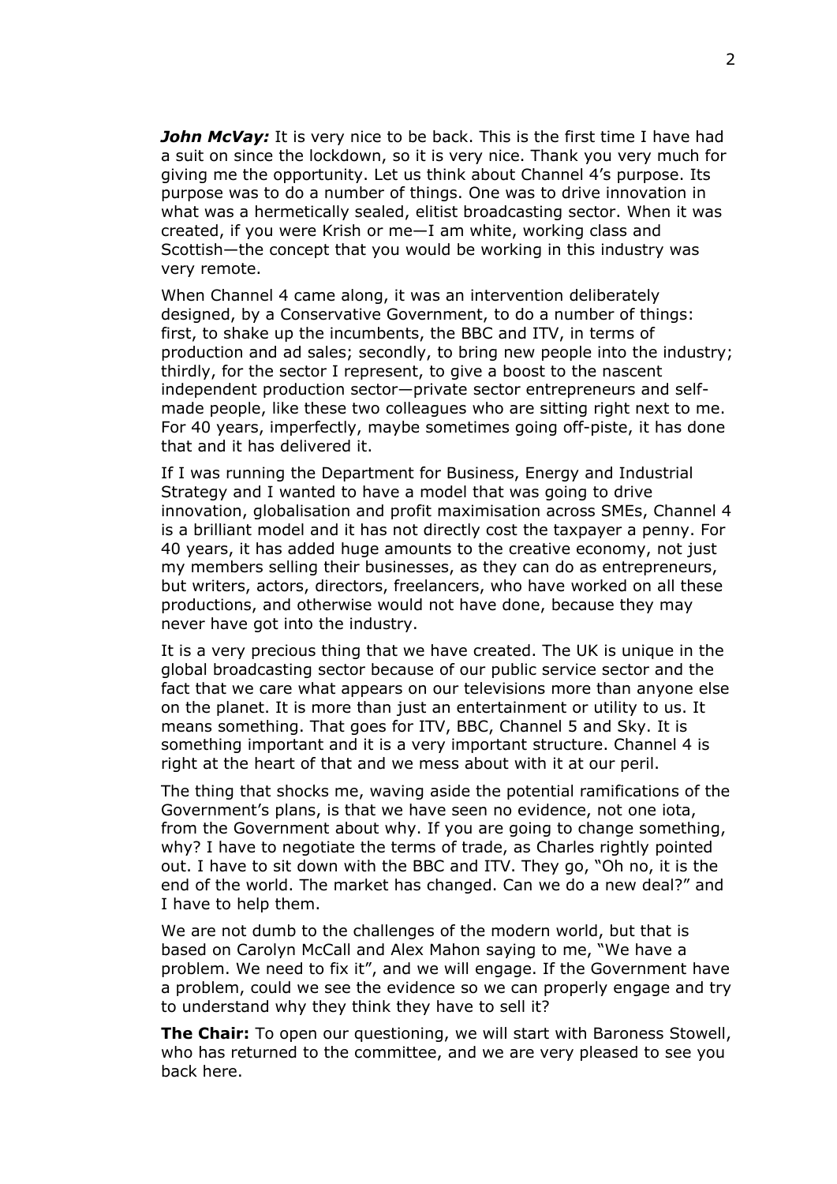***John McVay:*** It is very nice to be back. This is the first time I have had a suit on since the lockdown, so it is very nice. Thank you very much for giving me the opportunity. Let us think about Channel 4's purpose. Its purpose was to do a number of things. One was to drive innovation in what was a hermetically sealed, elitist broadcasting sector. When it was created, if you were Krish or me—I am white, working class and Scottish—the concept that you would be working in this industry was very remote.

When Channel 4 came along, it was an intervention deliberately designed, by a Conservative Government, to do a number of things: first, to shake up the incumbents, the BBC and ITV, in terms of production and ad sales; secondly, to bring new people into the industry; thirdly, for the sector I represent, to give a boost to the nascent independent production sector—private sector entrepreneurs and self-made people, like these two colleagues who are sitting right next to me. For 40 years, imperfectly, maybe sometimes going off-piste, it has done that and it has delivered it.

If I was running the Department for Business, Energy and Industrial Strategy and I wanted to have a model that was going to drive innovation, globalisation and profit maximisation across SMEs, Channel 4 is a brilliant model and it has not directly cost the taxpayer a penny. For 40 years, it has added huge amounts to the creative economy, not just my members selling their businesses, as they can do as entrepreneurs, but writers, actors, directors, freelancers, who have worked on all these productions, and otherwise would not have done, because they may never have got into the industry.

It is a very precious thing that we have created. The UK is unique in the global broadcasting sector because of our public service sector and the fact that we care what appears on our televisions more than anyone else on the planet. It is more than just an entertainment or utility to us. It means something. That goes for ITV, BBC, Channel 5 and Sky. It is something important and it is a very important structure. Channel 4 is right at the heart of that and we mess about with it at our peril.

The thing that shocks me, waving aside the potential ramifications of the Government's plans, is that we have seen no evidence, not one iota, from the Government about why. If you are going to change something, why? I have to negotiate the terms of trade, as Charles rightly pointed out. I have to sit down with the BBC and ITV. They go, "Oh no, it is the end of the world. The market has changed. Can we do a new deal?" and I have to help them.

We are not dumb to the challenges of the modern world, but that is based on Carolyn McCall and Alex Mahon saying to me, "We have a problem. We need to fix it", and we will engage. If the Government have a problem, could we see the evidence so we can properly engage and try to understand why they think they have to sell it?

**The Chair:** To open our questioning, we will start with Baroness Stowell, who has returned to the committee, and we are very pleased to see you back here.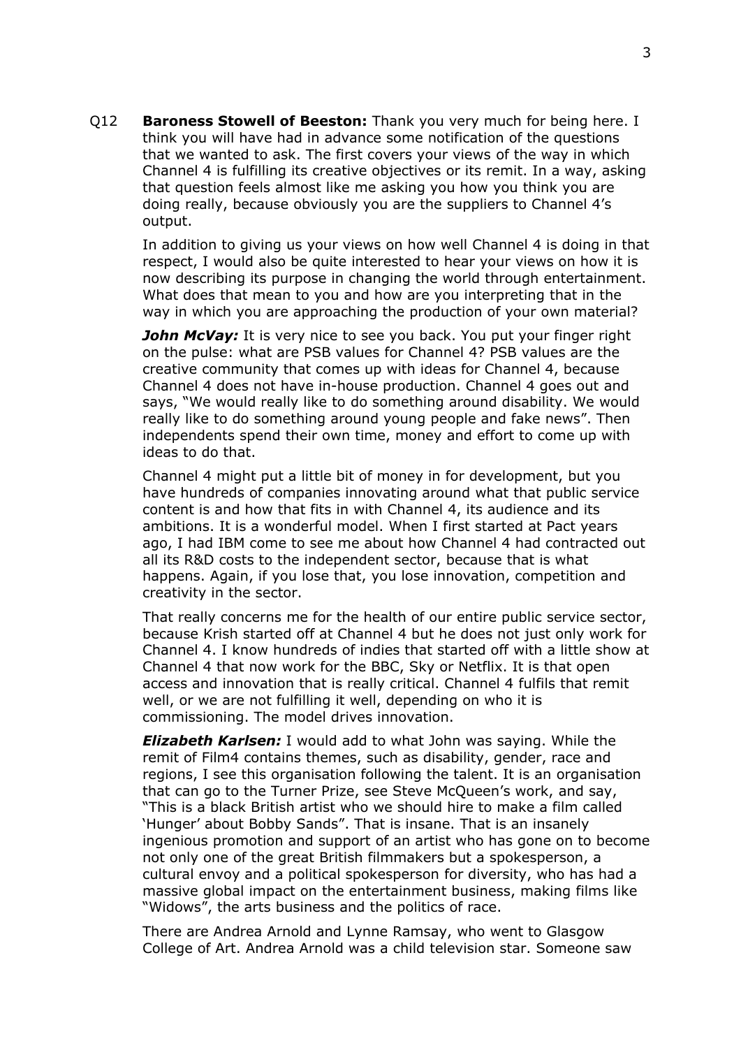Q12 **Baroness Stowell of Beeston:** Thank you very much for being here. I think you will have had in advance some notification of the questions that we wanted to ask. The first covers your views of the way in which Channel 4 is fulfilling its creative objectives or its remit. In a way, asking that question feels almost like me asking you how you think you are doing really, because obviously you are the suppliers to Channel 4's output.

In addition to giving us your views on how well Channel 4 is doing in that respect, I would also be quite interested to hear your views on how it is now describing its purpose in changing the world through entertainment. What does that mean to you and how are you interpreting that in the way in which you are approaching the production of your own material?

***John McVay:*** It is very nice to see you back. You put your finger right on the pulse: what are PSB values for Channel 4? PSB values are the creative community that comes up with ideas for Channel 4, because Channel 4 does not have in-house production. Channel 4 goes out and says, "We would really like to do something around disability. We would really like to do something around young people and fake news". Then independents spend their own time, money and effort to come up with ideas to do that.

Channel 4 might put a little bit of money in for development, but you have hundreds of companies innovating around what that public service content is and how that fits in with Channel 4, its audience and its ambitions. It is a wonderful model. When I first started at Pact years ago, I had IBM come to see me about how Channel 4 had contracted out all its R&D costs to the independent sector, because that is what happens. Again, if you lose that, you lose innovation, competition and creativity in the sector.

That really concerns me for the health of our entire public service sector, because Krish started off at Channel 4 but he does not just only work for Channel 4. I know hundreds of indies that started off with a little show at Channel 4 that now work for the BBC, Sky or Netflix. It is that open access and innovation that is really critical. Channel 4 fulfils that remit well, or we are not fulfilling it well, depending on who it is commissioning. The model drives innovation.

***Elizabeth Karlsen:*** I would add to what John was saying. While the remit of Film4 contains themes, such as disability, gender, race and regions, I see this organisation following the talent. It is an organisation that can go to the Turner Prize, see Steve McQueen's work, and say, "This is a black British artist who we should hire to make a film called 'Hunger' about Bobby Sands". That is insane. That is an insanely ingenious promotion and support of an artist who has gone on to become not only one of the great British filmmakers but a spokesperson, a cultural envoy and a political spokesperson for diversity, who has had a massive global impact on the entertainment business, making films like "Widows", the arts business and the politics of race.

There are Andrea Arnold and Lynne Ramsay, who went to Glasgow College of Art. Andrea Arnold was a child television star. Someone saw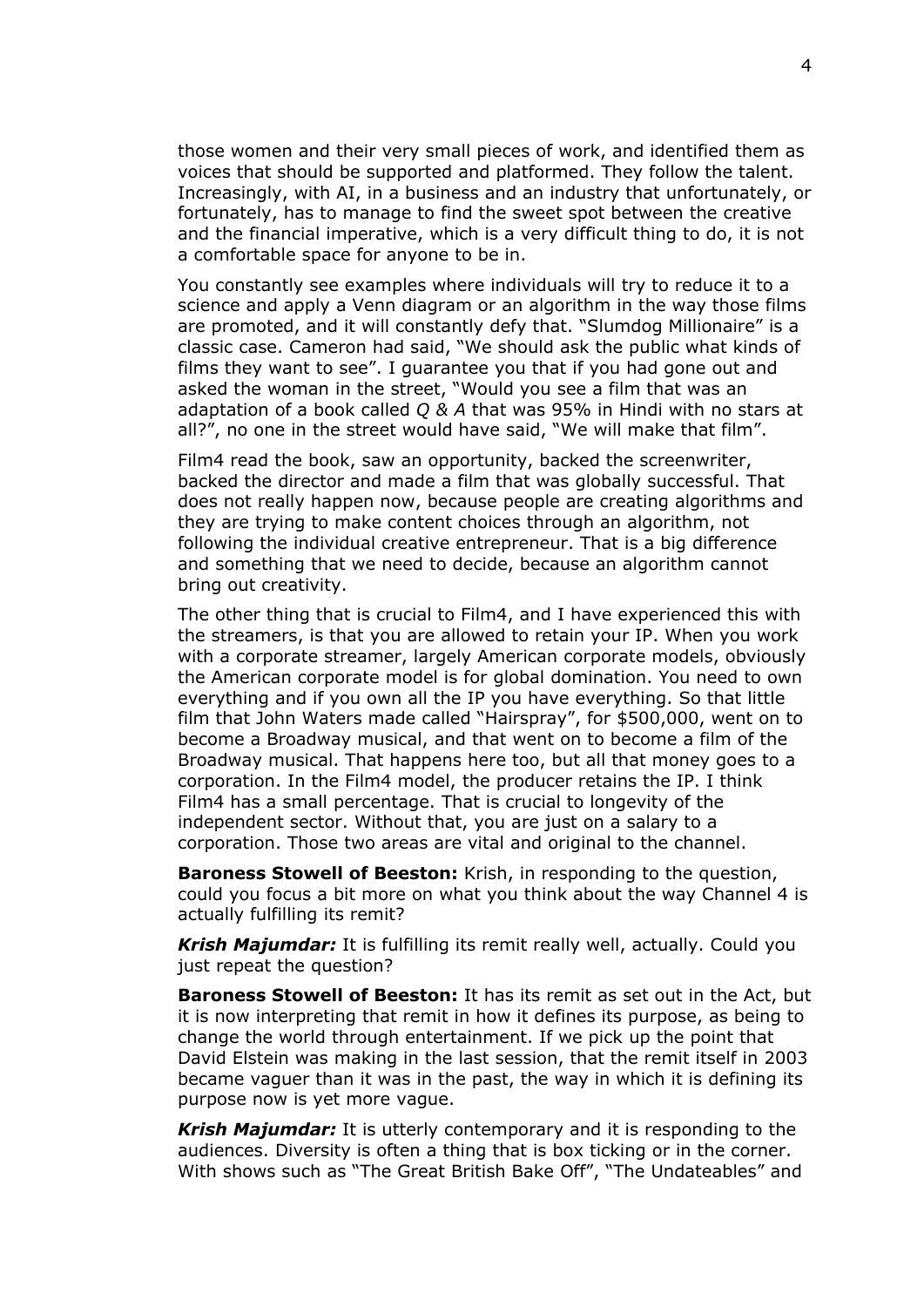those women and their very small pieces of work, and identified them as voices that should be supported and platformed. They follow the talent. Increasingly, with AI, in a business and an industry that unfortunately, or fortunately, has to manage to find the sweet spot between the creative and the financial imperative, which is a very difficult thing to do, it is not a comfortable space for anyone to be in.

You constantly see examples where individuals will try to reduce it to a science and apply a Venn diagram or an algorithm in the way those films are promoted, and it will constantly defy that. "Slumdog Millionaire" is a classic case. Cameron had said, "We should ask the public what kinds of films they want to see". I guarantee you that if you had gone out and asked the woman in the street, "Would you see a film that was an adaptation of a book called *Q & A* that was 95% in Hindi with no stars at all?", no one in the street would have said, "We will make that film".

Film4 read the book, saw an opportunity, backed the screenwriter, backed the director and made a film that was globally successful. That does not really happen now, because people are creating algorithms and they are trying to make content choices through an algorithm, not following the individual creative entrepreneur. That is a big difference and something that we need to decide, because an algorithm cannot bring out creativity.

The other thing that is crucial to Film4, and I have experienced this with the streamers, is that you are allowed to retain your IP. When you work with a corporate streamer, largely American corporate models, obviously the American corporate model is for global domination. You need to own everything and if you own all the IP you have everything. So that little film that John Waters made called "Hairspray", for $500,000, went on to become a Broadway musical, and that went on to become a film of the Broadway musical. That happens here too, but all that money goes to a corporation. In the Film4 model, the producer retains the IP. I think Film4 has a small percentage. That is crucial to longevity of the independent sector. Without that, you are just on a salary to a corporation. Those two areas are vital and original to the channel.

**Baroness Stowell of Beeston:** Krish, in responding to the question, could you focus a bit more on what you think about the way Channel 4 is actually fulfilling its remit?

***Krish Majumdar:*** It is fulfilling its remit really well, actually. Could you just repeat the question?

**Baroness Stowell of Beeston:** It has its remit as set out in the Act, but it is now interpreting that remit in how it defines its purpose, as being to change the world through entertainment. If we pick up the point that David Elstein was making in the last session, that the remit itself in 2003 became vaguer than it was in the past, the way in which it is defining its purpose now is yet more vague.

***Krish Majumdar:*** It is utterly contemporary and it is responding to the audiences. Diversity is often a thing that is box ticking or in the corner. With shows such as "The Great British Bake Off", "The Undateables" and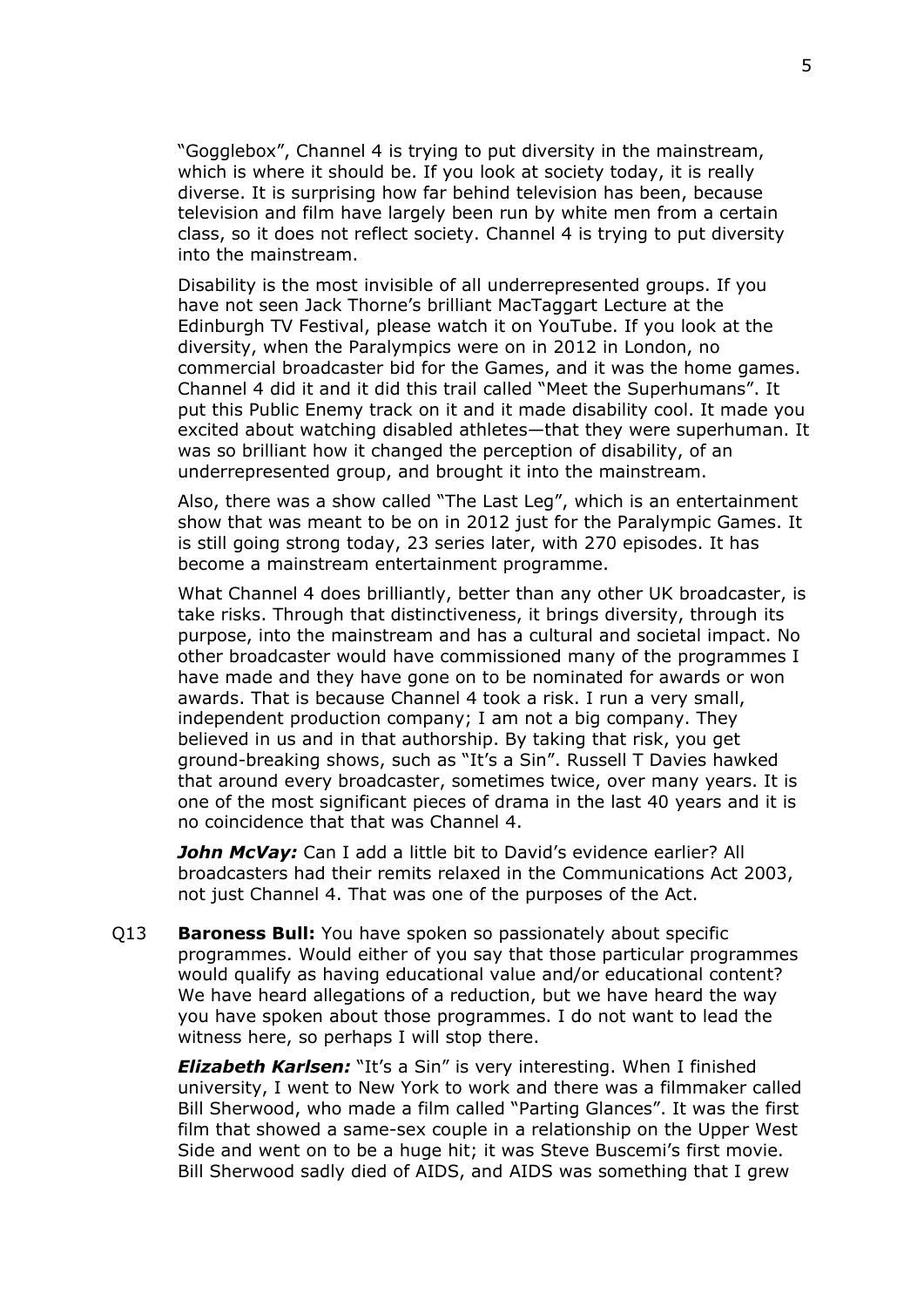"Gogglebox", Channel 4 is trying to put diversity in the mainstream, which is where it should be. If you look at society today, it is really diverse. It is surprising how far behind television has been, because television and film have largely been run by white men from a certain class, so it does not reflect society. Channel 4 is trying to put diversity into the mainstream.

Disability is the most invisible of all underrepresented groups. If you have not seen Jack Thorne's brilliant MacTaggart Lecture at the Edinburgh TV Festival, please watch it on YouTube. If you look at the diversity, when the Paralympics were on in 2012 in London, no commercial broadcaster bid for the Games, and it was the home games. Channel 4 did it and it did this trail called "Meet the Superhumans". It put this Public Enemy track on it and it made disability cool. It made you excited about watching disabled athletes—that they were superhuman. It was so brilliant how it changed the perception of disability, of an underrepresented group, and brought it into the mainstream.

Also, there was a show called "The Last Leg", which is an entertainment show that was meant to be on in 2012 just for the Paralympic Games. It is still going strong today, 23 series later, with 270 episodes. It has become a mainstream entertainment programme.

What Channel 4 does brilliantly, better than any other UK broadcaster, is take risks. Through that distinctiveness, it brings diversity, through its purpose, into the mainstream and has a cultural and societal impact. No other broadcaster would have commissioned many of the programmes I have made and they have gone on to be nominated for awards or won awards. That is because Channel 4 took a risk. I run a very small, independent production company; I am not a big company. They believed in us and in that authorship. By taking that risk, you get ground-breaking shows, such as "It's a Sin". Russell T Davies hawked that around every broadcaster, sometimes twice, over many years. It is one of the most significant pieces of drama in the last 40 years and it is no coincidence that that was Channel 4.

***John McVay:*** Can I add a little bit to David's evidence earlier? All broadcasters had their remits relaxed in the Communications Act 2003, not just Channel 4. That was one of the purposes of the Act.

Q13 **Baroness Bull:** You have spoken so passionately about specific programmes. Would either of you say that those particular programmes would qualify as having educational value and/or educational content? We have heard allegations of a reduction, but we have heard the way you have spoken about those programmes. I do not want to lead the witness here, so perhaps I will stop there.

***Elizabeth Karlsen:*** "It's a Sin" is very interesting. When I finished university, I went to New York to work and there was a filmmaker called Bill Sherwood, who made a film called "Parting Glances". It was the first film that showed a same-sex couple in a relationship on the Upper West Side and went on to be a huge hit; it was Steve Buscemi's first movie. Bill Sherwood sadly died of AIDS, and AIDS was something that I grew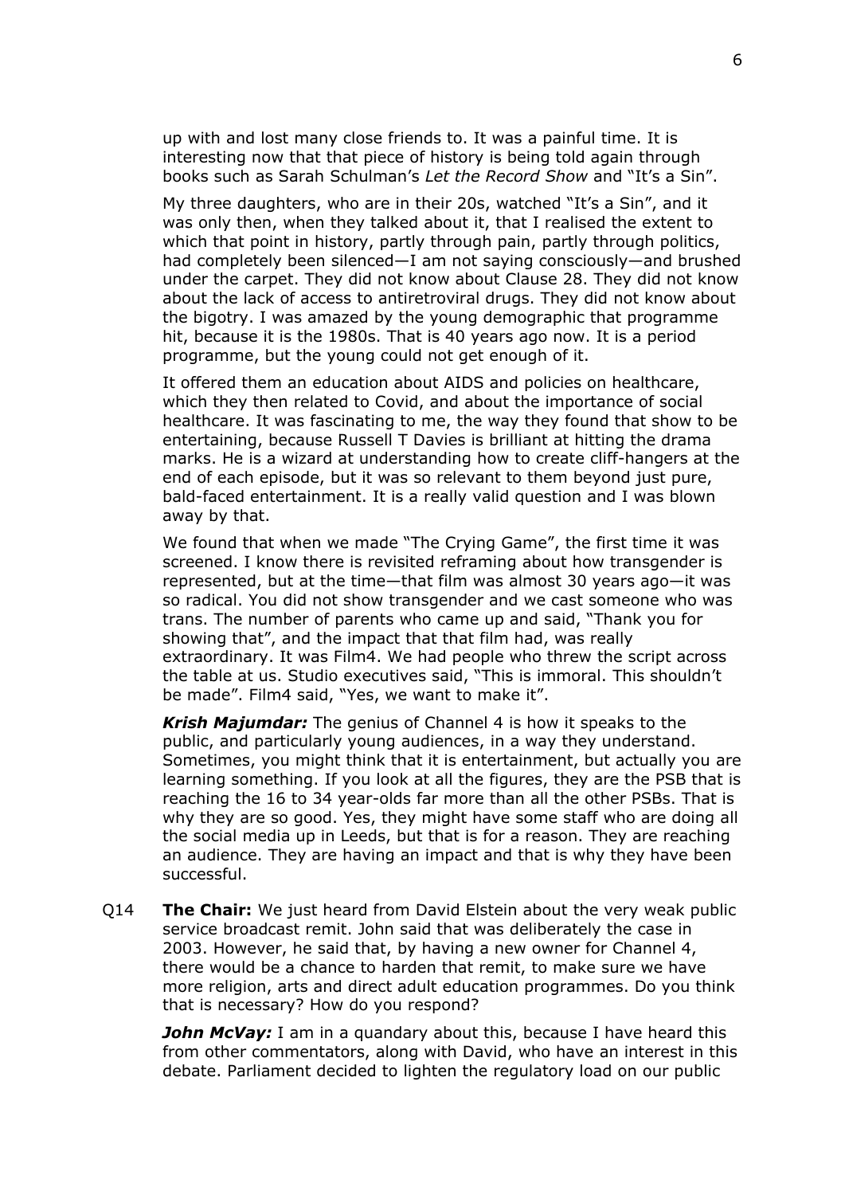up with and lost many close friends to. It was a painful time. It is interesting now that that piece of history is being told again through books such as Sarah Schulman's *Let the Record Show* and "It's a Sin".

My three daughters, who are in their 20s, watched "It's a Sin", and it was only then, when they talked about it, that I realised the extent to which that point in history, partly through pain, partly through politics, had completely been silenced—I am not saying consciously—and brushed under the carpet. They did not know about Clause 28. They did not know about the lack of access to antiretroviral drugs. They did not know about the bigotry. I was amazed by the young demographic that programme hit, because it is the 1980s. That is 40 years ago now. It is a period programme, but the young could not get enough of it.

It offered them an education about AIDS and policies on healthcare, which they then related to Covid, and about the importance of social healthcare. It was fascinating to me, the way they found that show to be entertaining, because Russell T Davies is brilliant at hitting the drama marks. He is a wizard at understanding how to create cliff-hangers at the end of each episode, but it was so relevant to them beyond just pure, bald-faced entertainment. It is a really valid question and I was blown away by that.

We found that when we made "The Crying Game", the first time it was screened. I know there is revisited reframing about how transgender is represented, but at the time—that film was almost 30 years ago—it was so radical. You did not show transgender and we cast someone who was trans. The number of parents who came up and said, "Thank you for showing that", and the impact that that film had, was really extraordinary. It was Film4. We had people who threw the script across the table at us. Studio executives said, "This is immoral. This shouldn't be made". Film4 said, "Yes, we want to make it".

***Krish Majumdar:*** The genius of Channel 4 is how it speaks to the public, and particularly young audiences, in a way they understand. Sometimes, you might think that it is entertainment, but actually you are learning something. If you look at all the figures, they are the PSB that is reaching the 16 to 34 year-olds far more than all the other PSBs. That is why they are so good. Yes, they might have some staff who are doing all the social media up in Leeds, but that is for a reason. They are reaching an audience. They are having an impact and that is why they have been successful.

Q14 **The Chair:** We just heard from David Elstein about the very weak public service broadcast remit. John said that was deliberately the case in 2003. However, he said that, by having a new owner for Channel 4, there would be a chance to harden that remit, to make sure we have more religion, arts and direct adult education programmes. Do you think that is necessary? How do you respond?

***John McVay:*** I am in a quandary about this, because I have heard this from other commentators, along with David, who have an interest in this debate. Parliament decided to lighten the regulatory load on our public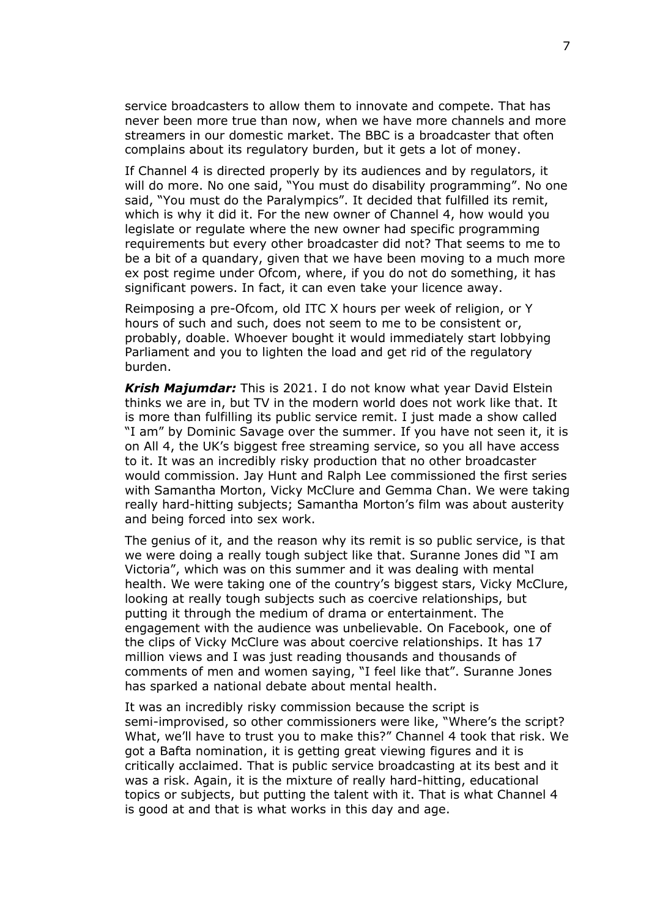service broadcasters to allow them to innovate and compete. That has never been more true than now, when we have more channels and more streamers in our domestic market. The BBC is a broadcaster that often complains about its regulatory burden, but it gets a lot of money.

If Channel 4 is directed properly by its audiences and by regulators, it will do more. No one said, "You must do disability programming". No one said, "You must do the Paralympics". It decided that fulfilled its remit, which is why it did it. For the new owner of Channel 4, how would you legislate or regulate where the new owner had specific programming requirements but every other broadcaster did not? That seems to me to be a bit of a quandary, given that we have been moving to a much more ex post regime under Ofcom, where, if you do not do something, it has significant powers. In fact, it can even take your licence away.

Reimposing a pre-Ofcom, old ITC X hours per week of religion, or Y hours of such and such, does not seem to me to be consistent or, probably, doable. Whoever bought it would immediately start lobbying Parliament and you to lighten the load and get rid of the regulatory burden.

***Krish Majumdar:*** This is 2021. I do not know what year David Elstein thinks we are in, but TV in the modern world does not work like that. It is more than fulfilling its public service remit. I just made a show called "I am" by Dominic Savage over the summer. If you have not seen it, it is on All 4, the UK's biggest free streaming service, so you all have access to it. It was an incredibly risky production that no other broadcaster would commission. Jay Hunt and Ralph Lee commissioned the first series with Samantha Morton, Vicky McClure and Gemma Chan. We were taking really hard-hitting subjects; Samantha Morton's film was about austerity and being forced into sex work.

The genius of it, and the reason why its remit is so public service, is that we were doing a really tough subject like that. Suranne Jones did "I am Victoria", which was on this summer and it was dealing with mental health. We were taking one of the country's biggest stars, Vicky McClure, looking at really tough subjects such as coercive relationships, but putting it through the medium of drama or entertainment. The engagement with the audience was unbelievable. On Facebook, one of the clips of Vicky McClure was about coercive relationships. It has 17 million views and I was just reading thousands and thousands of comments of men and women saying, "I feel like that". Suranne Jones has sparked a national debate about mental health.

It was an incredibly risky commission because the script is semi-improvised, so other commissioners were like, "Where's the script? What, we'll have to trust you to make this?" Channel 4 took that risk. We got a Bafta nomination, it is getting great viewing figures and it is critically acclaimed. That is public service broadcasting at its best and it was a risk. Again, it is the mixture of really hard-hitting, educational topics or subjects, but putting the talent with it. That is what Channel 4 is good at and that is what works in this day and age.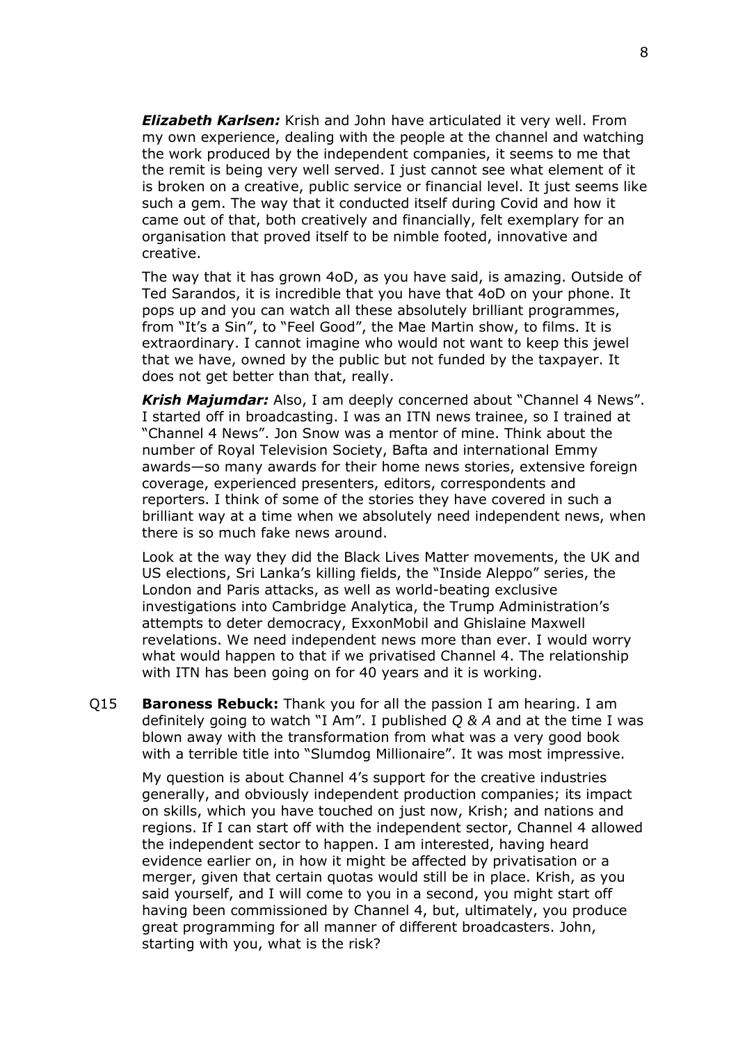***Elizabeth Karlsen:*** Krish and John have articulated it very well. From my own experience, dealing with the people at the channel and watching the work produced by the independent companies, it seems to me that the remit is being very well served. I just cannot see what element of it is broken on a creative, public service or financial level. It just seems like such a gem. The way that it conducted itself during Covid and how it came out of that, both creatively and financially, felt exemplary for an organisation that proved itself to be nimble footed, innovative and creative.

The way that it has grown 4oD, as you have said, is amazing. Outside of Ted Sarandos, it is incredible that you have that 4oD on your phone. It pops up and you can watch all these absolutely brilliant programmes, from "It's a Sin", to "Feel Good", the Mae Martin show, to films. It is extraordinary. I cannot imagine who would not want to keep this jewel that we have, owned by the public but not funded by the taxpayer. It does not get better than that, really.

***Krish Majumdar:*** Also, I am deeply concerned about "Channel 4 News". I started off in broadcasting. I was an ITN news trainee, so I trained at "Channel 4 News". Jon Snow was a mentor of mine. Think about the number of Royal Television Society, Bafta and international Emmy awards—so many awards for their home news stories, extensive foreign coverage, experienced presenters, editors, correspondents and reporters. I think of some of the stories they have covered in such a brilliant way at a time when we absolutely need independent news, when there is so much fake news around.

Look at the way they did the Black Lives Matter movements, the UK and US elections, Sri Lanka's killing fields, the "Inside Aleppo" series, the London and Paris attacks, as well as world-beating exclusive investigations into Cambridge Analytica, the Trump Administration's attempts to deter democracy, ExxonMobil and Ghislaine Maxwell revelations. We need independent news more than ever. I would worry what would happen to that if we privatised Channel 4. The relationship with ITN has been going on for 40 years and it is working.

Q15 **Baroness Rebuck:** Thank you for all the passion I am hearing. I am definitely going to watch "I Am". I published *Q & A* and at the time I was blown away with the transformation from what was a very good book with a terrible title into "Slumdog Millionaire". It was most impressive.

My question is about Channel 4's support for the creative industries generally, and obviously independent production companies; its impact on skills, which you have touched on just now, Krish; and nations and regions. If I can start off with the independent sector, Channel 4 allowed the independent sector to happen. I am interested, having heard evidence earlier on, in how it might be affected by privatisation or a merger, given that certain quotas would still be in place. Krish, as you said yourself, and I will come to you in a second, you might start off having been commissioned by Channel 4, but, ultimately, you produce great programming for all manner of different broadcasters. John, starting with you, what is the risk?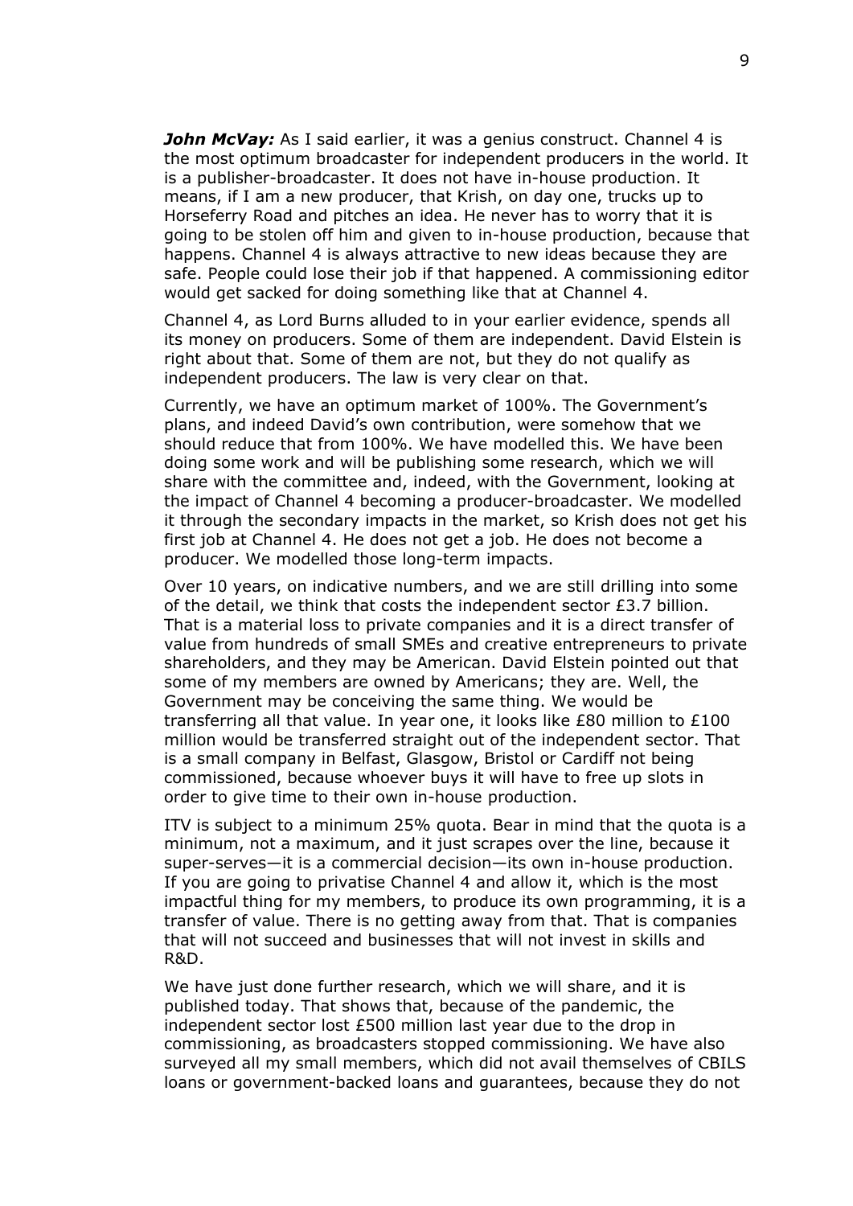***John McVay:*** As I said earlier, it was a genius construct. Channel 4 is the most optimum broadcaster for independent producers in the world. It is a publisher-broadcaster. It does not have in-house production. It means, if I am a new producer, that Krish, on day one, trucks up to Horseferry Road and pitches an idea. He never has to worry that it is going to be stolen off him and given to in-house production, because that happens. Channel 4 is always attractive to new ideas because they are safe. People could lose their job if that happened. A commissioning editor would get sacked for doing something like that at Channel 4.

Channel 4, as Lord Burns alluded to in your earlier evidence, spends all its money on producers. Some of them are independent. David Elstein is right about that. Some of them are not, but they do not qualify as independent producers. The law is very clear on that.

Currently, we have an optimum market of 100%. The Government's plans, and indeed David's own contribution, were somehow that we should reduce that from 100%. We have modelled this. We have been doing some work and will be publishing some research, which we will share with the committee and, indeed, with the Government, looking at the impact of Channel 4 becoming a producer-broadcaster. We modelled it through the secondary impacts in the market, so Krish does not get his first job at Channel 4. He does not get a job. He does not become a producer. We modelled those long-term impacts.

Over 10 years, on indicative numbers, and we are still drilling into some of the detail, we think that costs the independent sector £3.7 billion. That is a material loss to private companies and it is a direct transfer of value from hundreds of small SMEs and creative entrepreneurs to private shareholders, and they may be American. David Elstein pointed out that some of my members are owned by Americans; they are. Well, the Government may be conceiving the same thing. We would be transferring all that value. In year one, it looks like £80 million to £100 million would be transferred straight out of the independent sector. That is a small company in Belfast, Glasgow, Bristol or Cardiff not being commissioned, because whoever buys it will have to free up slots in order to give time to their own in-house production.

ITV is subject to a minimum 25% quota. Bear in mind that the quota is a minimum, not a maximum, and it just scrapes over the line, because it super-serves—it is a commercial decision—its own in-house production. If you are going to privatise Channel 4 and allow it, which is the most impactful thing for my members, to produce its own programming, it is a transfer of value. There is no getting away from that. That is companies that will not succeed and businesses that will not invest in skills and R&D.

We have just done further research, which we will share, and it is published today. That shows that, because of the pandemic, the independent sector lost £500 million last year due to the drop in commissioning, as broadcasters stopped commissioning. We have also surveyed all my small members, which did not avail themselves of CBILS loans or government-backed loans and guarantees, because they do not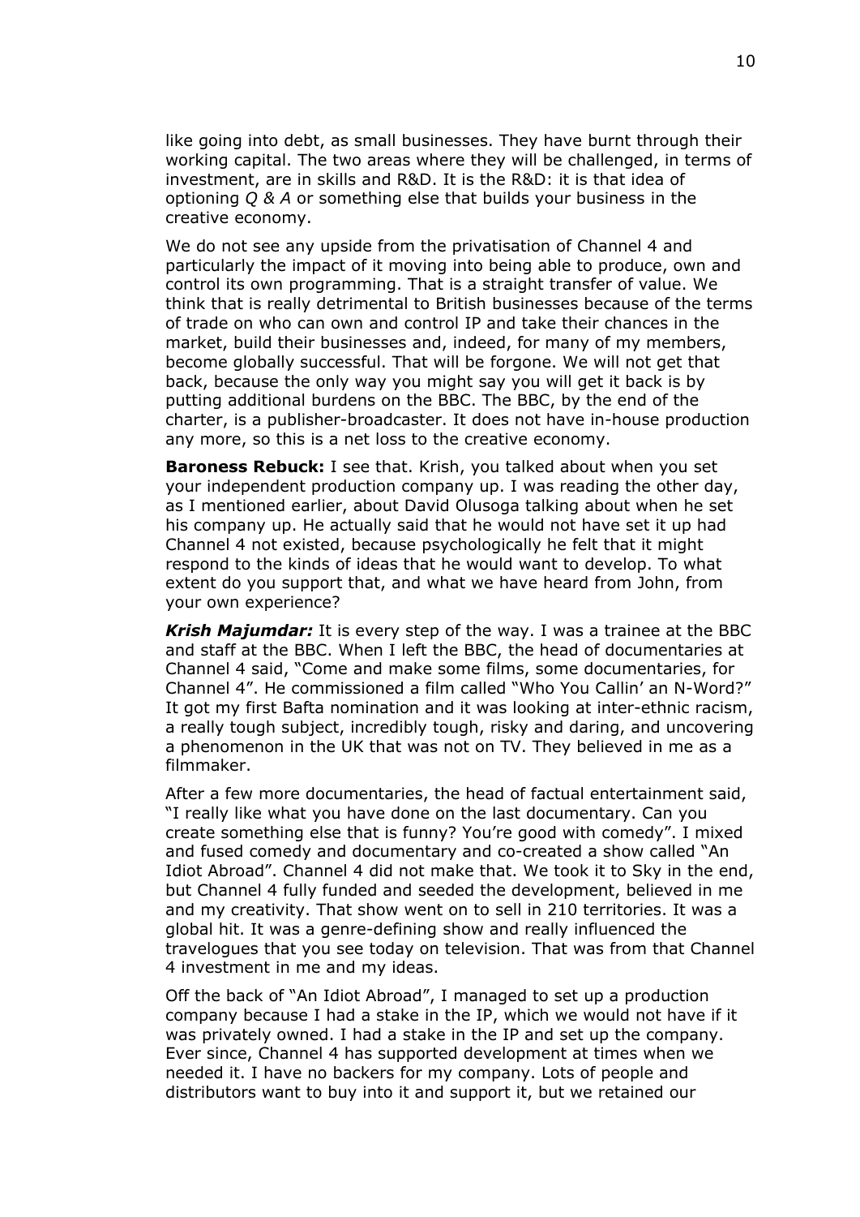like going into debt, as small businesses. They have burnt through their working capital. The two areas where they will be challenged, in terms of investment, are in skills and R&D. It is the R&D: it is that idea of optioning *Q & A* or something else that builds your business in the creative economy.

We do not see any upside from the privatisation of Channel 4 and particularly the impact of it moving into being able to produce, own and control its own programming. That is a straight transfer of value. We think that is really detrimental to British businesses because of the terms of trade on who can own and control IP and take their chances in the market, build their businesses and, indeed, for many of my members, become globally successful. That will be forgone. We will not get that back, because the only way you might say you will get it back is by putting additional burdens on the BBC. The BBC, by the end of the charter, is a publisher-broadcaster. It does not have in-house production any more, so this is a net loss to the creative economy.

**Baroness Rebuck:** I see that. Krish, you talked about when you set your independent production company up. I was reading the other day, as I mentioned earlier, about David Olusoga talking about when he set his company up. He actually said that he would not have set it up had Channel 4 not existed, because psychologically he felt that it might respond to the kinds of ideas that he would want to develop. To what extent do you support that, and what we have heard from John, from your own experience?

***Krish Majumdar:*** It is every step of the way. I was a trainee at the BBC and staff at the BBC. When I left the BBC, the head of documentaries at Channel 4 said, "Come and make some films, some documentaries, for Channel 4". He commissioned a film called "Who You Callin' an N-Word?" It got my first Bafta nomination and it was looking at inter-ethnic racism, a really tough subject, incredibly tough, risky and daring, and uncovering a phenomenon in the UK that was not on TV. They believed in me as a filmmaker.

After a few more documentaries, the head of factual entertainment said, "I really like what you have done on the last documentary. Can you create something else that is funny? You're good with comedy". I mixed and fused comedy and documentary and co-created a show called "An Idiot Abroad". Channel 4 did not make that. We took it to Sky in the end, but Channel 4 fully funded and seeded the development, believed in me and my creativity. That show went on to sell in 210 territories. It was a global hit. It was a genre-defining show and really influenced the travelogues that you see today on television. That was from that Channel 4 investment in me and my ideas.

Off the back of "An Idiot Abroad", I managed to set up a production company because I had a stake in the IP, which we would not have if it was privately owned. I had a stake in the IP and set up the company. Ever since, Channel 4 has supported development at times when we needed it. I have no backers for my company. Lots of people and distributors want to buy into it and support it, but we retained our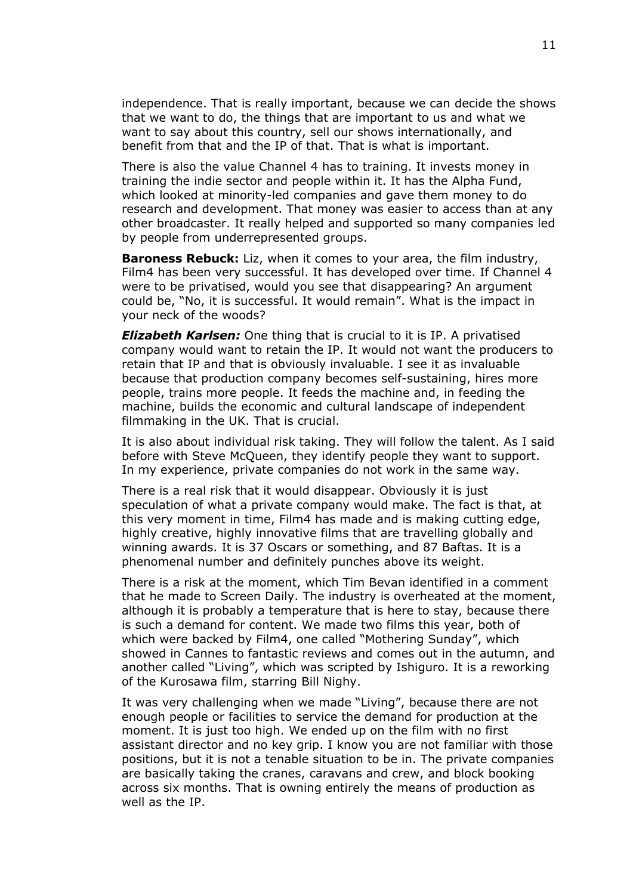independence. That is really important, because we can decide the shows that we want to do, the things that are important to us and what we want to say about this country, sell our shows internationally, and benefit from that and the IP of that. That is what is important.

There is also the value Channel 4 has to training. It invests money in training the indie sector and people within it. It has the Alpha Fund, which looked at minority-led companies and gave them money to do research and development. That money was easier to access than at any other broadcaster. It really helped and supported so many companies led by people from underrepresented groups.

**Baroness Rebuck:** Liz, when it comes to your area, the film industry, Film4 has been very successful. It has developed over time. If Channel 4 were to be privatised, would you see that disappearing? An argument could be, "No, it is successful. It would remain". What is the impact in your neck of the woods?

***Elizabeth Karlsen:*** One thing that is crucial to it is IP. A privatised company would want to retain the IP. It would not want the producers to retain that IP and that is obviously invaluable. I see it as invaluable because that production company becomes self-sustaining, hires more people, trains more people. It feeds the machine and, in feeding the machine, builds the economic and cultural landscape of independent filmmaking in the UK. That is crucial.

It is also about individual risk taking. They will follow the talent. As I said before with Steve McQueen, they identify people they want to support. In my experience, private companies do not work in the same way.

There is a real risk that it would disappear. Obviously it is just speculation of what a private company would make. The fact is that, at this very moment in time, Film4 has made and is making cutting edge, highly creative, highly innovative films that are travelling globally and winning awards. It is 37 Oscars or something, and 87 Baftas. It is a phenomenal number and definitely punches above its weight.

There is a risk at the moment, which Tim Bevan identified in a comment that he made to Screen Daily. The industry is overheated at the moment, although it is probably a temperature that is here to stay, because there is such a demand for content. We made two films this year, both of which were backed by Film4, one called "Mothering Sunday", which showed in Cannes to fantastic reviews and comes out in the autumn, and another called "Living", which was scripted by Ishiguro. It is a reworking of the Kurosawa film, starring Bill Nighy.

It was very challenging when we made "Living", because there are not enough people or facilities to service the demand for production at the moment. It is just too high. We ended up on the film with no first assistant director and no key grip. I know you are not familiar with those positions, but it is not a tenable situation to be in. The private companies are basically taking the cranes, caravans and crew, and block booking across six months. That is owning entirely the means of production as well as the IP.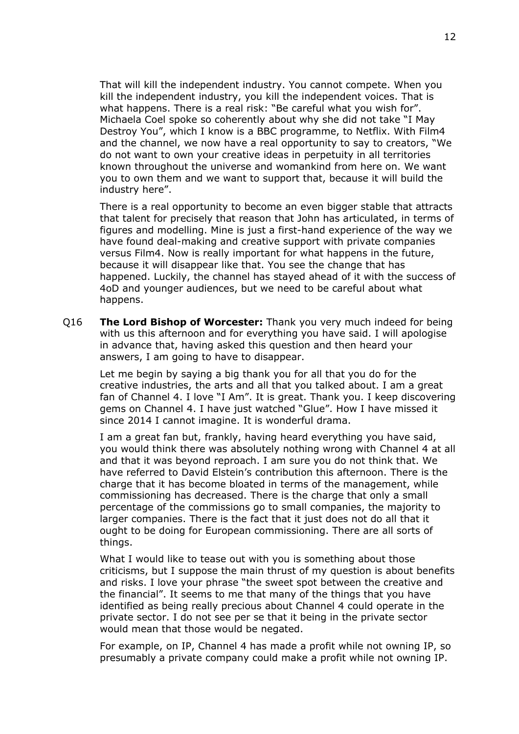That will kill the independent industry. You cannot compete. When you kill the independent industry, you kill the independent voices. That is what happens. There is a real risk: "Be careful what you wish for". Michaela Coel spoke so coherently about why she did not take "I May Destroy You", which I know is a BBC programme, to Netflix. With Film4 and the channel, we now have a real opportunity to say to creators, "We do not want to own your creative ideas in perpetuity in all territories known throughout the universe and womankind from here on. We want you to own them and we want to support that, because it will build the industry here".

There is a real opportunity to become an even bigger stable that attracts that talent for precisely that reason that John has articulated, in terms of figures and modelling. Mine is just a first-hand experience of the way we have found deal-making and creative support with private companies versus Film4. Now is really important for what happens in the future, because it will disappear like that. You see the change that has happened. Luckily, the channel has stayed ahead of it with the success of 4oD and younger audiences, but we need to be careful about what happens.

Q16 **The Lord Bishop of Worcester:** Thank you very much indeed for being with us this afternoon and for everything you have said. I will apologise in advance that, having asked this question and then heard your answers, I am going to have to disappear.

Let me begin by saying a big thank you for all that you do for the creative industries, the arts and all that you talked about. I am a great fan of Channel 4. I love "I Am". It is great. Thank you. I keep discovering gems on Channel 4. I have just watched "Glue". How I have missed it since 2014 I cannot imagine. It is wonderful drama.

I am a great fan but, frankly, having heard everything you have said, you would think there was absolutely nothing wrong with Channel 4 at all and that it was beyond reproach. I am sure you do not think that. We have referred to David Elstein's contribution this afternoon. There is the charge that it has become bloated in terms of the management, while commissioning has decreased. There is the charge that only a small percentage of the commissions go to small companies, the majority to larger companies. There is the fact that it just does not do all that it ought to be doing for European commissioning. There are all sorts of things.

What I would like to tease out with you is something about those criticisms, but I suppose the main thrust of my question is about benefits and risks. I love your phrase "the sweet spot between the creative and the financial". It seems to me that many of the things that you have identified as being really precious about Channel 4 could operate in the private sector. I do not see per se that it being in the private sector would mean that those would be negated.

For example, on IP, Channel 4 has made a profit while not owning IP, so presumably a private company could make a profit while not owning IP.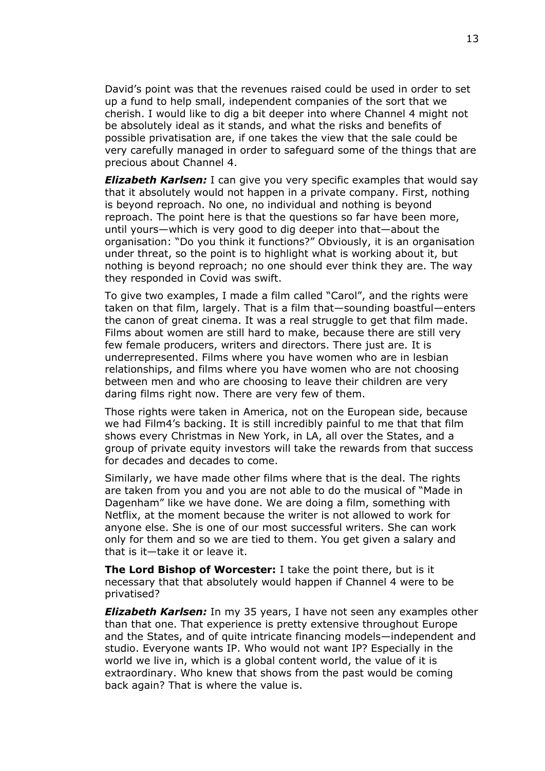David's point was that the revenues raised could be used in order to set up a fund to help small, independent companies of the sort that we cherish. I would like to dig a bit deeper into where Channel 4 might not be absolutely ideal as it stands, and what the risks and benefits of possible privatisation are, if one takes the view that the sale could be very carefully managed in order to safeguard some of the things that are precious about Channel 4.

***Elizabeth Karlsen:*** I can give you very specific examples that would say that it absolutely would not happen in a private company. First, nothing is beyond reproach. No one, no individual and nothing is beyond reproach. The point here is that the questions so far have been more, until yours—which is very good to dig deeper into that—about the organisation: "Do you think it functions?" Obviously, it is an organisation under threat, so the point is to highlight what is working about it, but nothing is beyond reproach; no one should ever think they are. The way they responded in Covid was swift.

To give two examples, I made a film called "Carol", and the rights were taken on that film, largely. That is a film that—sounding boastful—enters the canon of great cinema. It was a real struggle to get that film made. Films about women are still hard to make, because there are still very few female producers, writers and directors. There just are. It is underrepresented. Films where you have women who are in lesbian relationships, and films where you have women who are not choosing between men and who are choosing to leave their children are very daring films right now. There are very few of them.

Those rights were taken in America, not on the European side, because we had Film4's backing. It is still incredibly painful to me that that film shows every Christmas in New York, in LA, all over the States, and a group of private equity investors will take the rewards from that success for decades and decades to come.

Similarly, we have made other films where that is the deal. The rights are taken from you and you are not able to do the musical of "Made in Dagenham" like we have done. We are doing a film, something with Netflix, at the moment because the writer is not allowed to work for anyone else. She is one of our most successful writers. She can work only for them and so we are tied to them. You get given a salary and that is it—take it or leave it.

**The Lord Bishop of Worcester:** I take the point there, but is it necessary that that absolutely would happen if Channel 4 were to be privatised?

***Elizabeth Karlsen:*** In my 35 years, I have not seen any examples other than that one. That experience is pretty extensive throughout Europe and the States, and of quite intricate financing models—independent and studio. Everyone wants IP. Who would not want IP? Especially in the world we live in, which is a global content world, the value of it is extraordinary. Who knew that shows from the past would be coming back again? That is where the value is.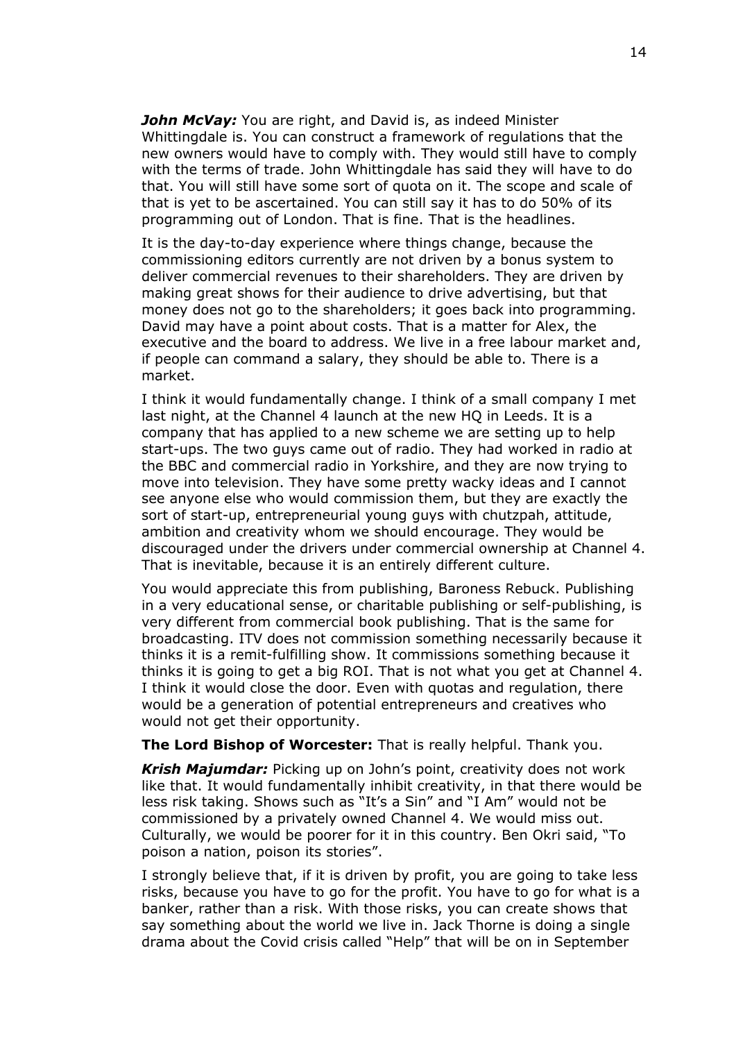***John McVay:*** You are right, and David is, as indeed Minister Whittingdale is. You can construct a framework of regulations that the new owners would have to comply with. They would still have to comply with the terms of trade. John Whittingdale has said they will have to do that. You will still have some sort of quota on it. The scope and scale of that is yet to be ascertained. You can still say it has to do 50% of its programming out of London. That is fine. That is the headlines.

It is the day-to-day experience where things change, because the commissioning editors currently are not driven by a bonus system to deliver commercial revenues to their shareholders. They are driven by making great shows for their audience to drive advertising, but that money does not go to the shareholders; it goes back into programming. David may have a point about costs. That is a matter for Alex, the executive and the board to address. We live in a free labour market and, if people can command a salary, they should be able to. There is a market.

I think it would fundamentally change. I think of a small company I met last night, at the Channel 4 launch at the new HQ in Leeds. It is a company that has applied to a new scheme we are setting up to help start-ups. The two guys came out of radio. They had worked in radio at the BBC and commercial radio in Yorkshire, and they are now trying to move into television. They have some pretty wacky ideas and I cannot see anyone else who would commission them, but they are exactly the sort of start-up, entrepreneurial young guys with chutzpah, attitude, ambition and creativity whom we should encourage. They would be discouraged under the drivers under commercial ownership at Channel 4. That is inevitable, because it is an entirely different culture.

You would appreciate this from publishing, Baroness Rebuck. Publishing in a very educational sense, or charitable publishing or self-publishing, is very different from commercial book publishing. That is the same for broadcasting. ITV does not commission something necessarily because it thinks it is a remit-fulfilling show. It commissions something because it thinks it is going to get a big ROI. That is not what you get at Channel 4. I think it would close the door. Even with quotas and regulation, there would be a generation of potential entrepreneurs and creatives who would not get their opportunity.

**The Lord Bishop of Worcester:** That is really helpful. Thank you.

***Krish Majumdar:*** Picking up on John's point, creativity does not work like that. It would fundamentally inhibit creativity, in that there would be less risk taking. Shows such as "It's a Sin" and "I Am" would not be commissioned by a privately owned Channel 4. We would miss out. Culturally, we would be poorer for it in this country. Ben Okri said, "To poison a nation, poison its stories".

I strongly believe that, if it is driven by profit, you are going to take less risks, because you have to go for the profit. You have to go for what is a banker, rather than a risk. With those risks, you can create shows that say something about the world we live in. Jack Thorne is doing a single drama about the Covid crisis called "Help" that will be on in September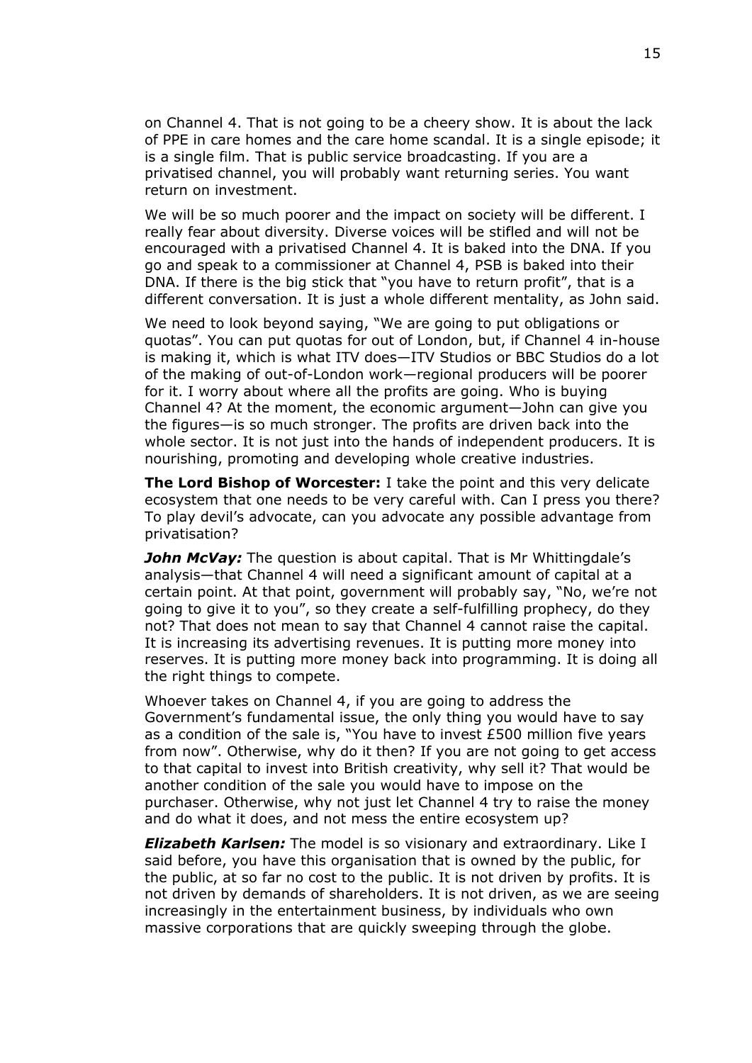on Channel 4. That is not going to be a cheery show. It is about the lack of PPE in care homes and the care home scandal. It is a single episode; it is a single film. That is public service broadcasting. If you are a privatised channel, you will probably want returning series. You want return on investment.

We will be so much poorer and the impact on society will be different. I really fear about diversity. Diverse voices will be stifled and will not be encouraged with a privatised Channel 4. It is baked into the DNA. If you go and speak to a commissioner at Channel 4, PSB is baked into their DNA. If there is the big stick that "you have to return profit", that is a different conversation. It is just a whole different mentality, as John said.

We need to look beyond saying, "We are going to put obligations or quotas". You can put quotas for out of London, but, if Channel 4 in-house is making it, which is what ITV does—ITV Studios or BBC Studios do a lot of the making of out-of-London work—regional producers will be poorer for it. I worry about where all the profits are going. Who is buying Channel 4? At the moment, the economic argument—John can give you the figures—is so much stronger. The profits are driven back into the whole sector. It is not just into the hands of independent producers. It is nourishing, promoting and developing whole creative industries.

**The Lord Bishop of Worcester:** I take the point and this very delicate ecosystem that one needs to be very careful with. Can I press you there? To play devil's advocate, can you advocate any possible advantage from privatisation?

***John McVay:*** The question is about capital. That is Mr Whittingdale's analysis—that Channel 4 will need a significant amount of capital at a certain point. At that point, government will probably say, "No, we're not going to give it to you", so they create a self-fulfilling prophecy, do they not? That does not mean to say that Channel 4 cannot raise the capital. It is increasing its advertising revenues. It is putting more money into reserves. It is putting more money back into programming. It is doing all the right things to compete.

Whoever takes on Channel 4, if you are going to address the Government's fundamental issue, the only thing you would have to say as a condition of the sale is, "You have to invest £500 million five years from now". Otherwise, why do it then? If you are not going to get access to that capital to invest into British creativity, why sell it? That would be another condition of the sale you would have to impose on the purchaser. Otherwise, why not just let Channel 4 try to raise the money and do what it does, and not mess the entire ecosystem up?

***Elizabeth Karlsen:*** The model is so visionary and extraordinary. Like I said before, you have this organisation that is owned by the public, for the public, at so far no cost to the public. It is not driven by profits. It is not driven by demands of shareholders. It is not driven, as we are seeing increasingly in the entertainment business, by individuals who own massive corporations that are quickly sweeping through the globe.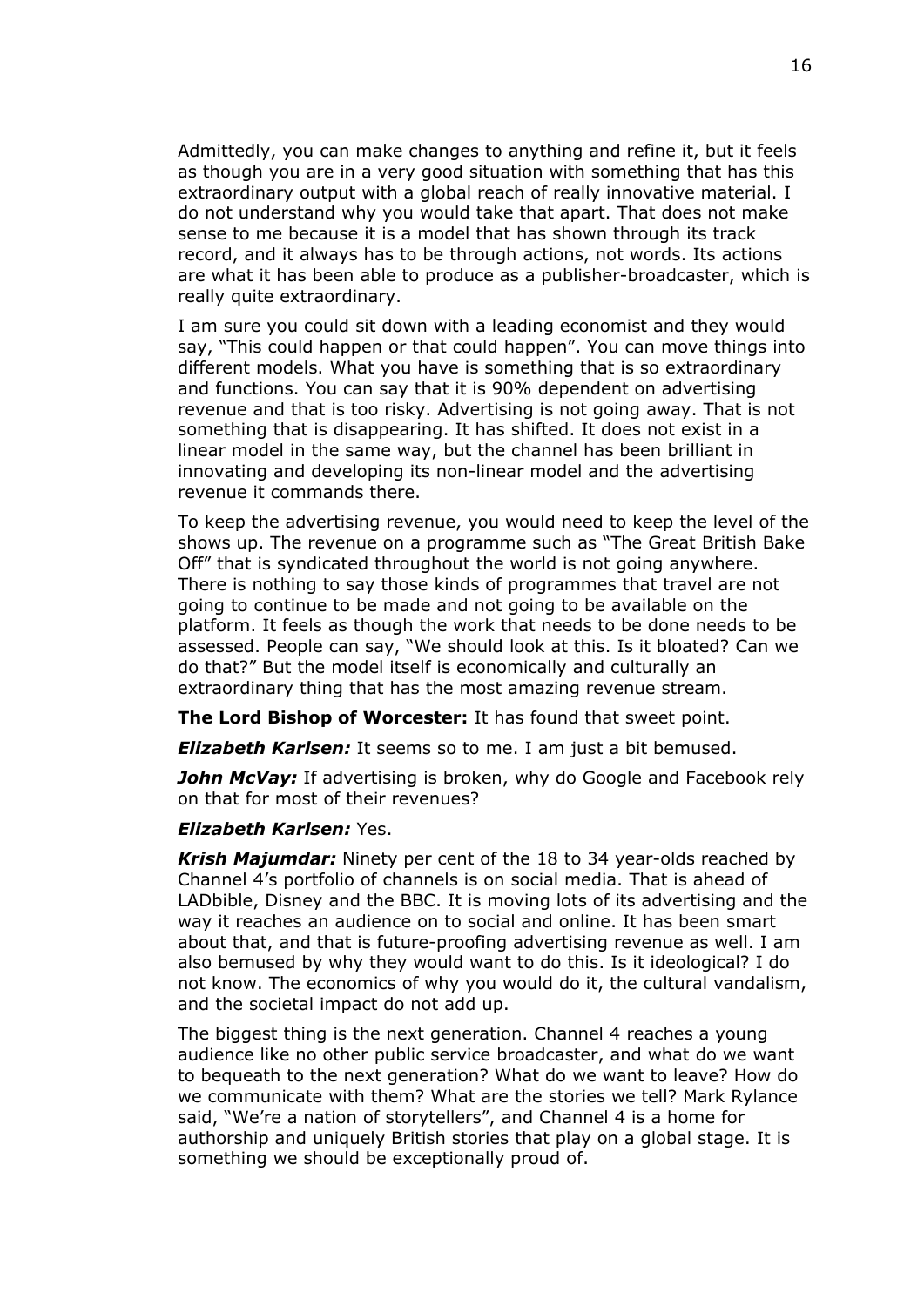Admittedly, you can make changes to anything and refine it, but it feels as though you are in a very good situation with something that has this extraordinary output with a global reach of really innovative material. I do not understand why you would take that apart. That does not make sense to me because it is a model that has shown through its track record, and it always has to be through actions, not words. Its actions are what it has been able to produce as a publisher-broadcaster, which is really quite extraordinary.

I am sure you could sit down with a leading economist and they would say, "This could happen or that could happen". You can move things into different models. What you have is something that is so extraordinary and functions. You can say that it is 90% dependent on advertising revenue and that is too risky. Advertising is not going away. That is not something that is disappearing. It has shifted. It does not exist in a linear model in the same way, but the channel has been brilliant in innovating and developing its non-linear model and the advertising revenue it commands there.

To keep the advertising revenue, you would need to keep the level of the shows up. The revenue on a programme such as "The Great British Bake Off" that is syndicated throughout the world is not going anywhere. There is nothing to say those kinds of programmes that travel are not going to continue to be made and not going to be available on the platform. It feels as though the work that needs to be done needs to be assessed. People can say, "We should look at this. Is it bloated? Can we do that?" But the model itself is economically and culturally an extraordinary thing that has the most amazing revenue stream.

**The Lord Bishop of Worcester:** It has found that sweet point.

***Elizabeth Karlsen:*** It seems so to me. I am just a bit bemused.

***John McVay:*** If advertising is broken, why do Google and Facebook rely on that for most of their revenues?

***Elizabeth Karlsen:*** Yes.

***Krish Majumdar:*** Ninety per cent of the 18 to 34 year-olds reached by Channel 4's portfolio of channels is on social media. That is ahead of LADbible, Disney and the BBC. It is moving lots of its advertising and the way it reaches an audience on to social and online. It has been smart about that, and that is future-proofing advertising revenue as well. I am also bemused by why they would want to do this. Is it ideological? I do not know. The economics of why you would do it, the cultural vandalism, and the societal impact do not add up.

The biggest thing is the next generation. Channel 4 reaches a young audience like no other public service broadcaster, and what do we want to bequeath to the next generation? What do we want to leave? How do we communicate with them? What are the stories we tell? Mark Rylance said, "We're a nation of storytellers", and Channel 4 is a home for authorship and uniquely British stories that play on a global stage. It is something we should be exceptionally proud of.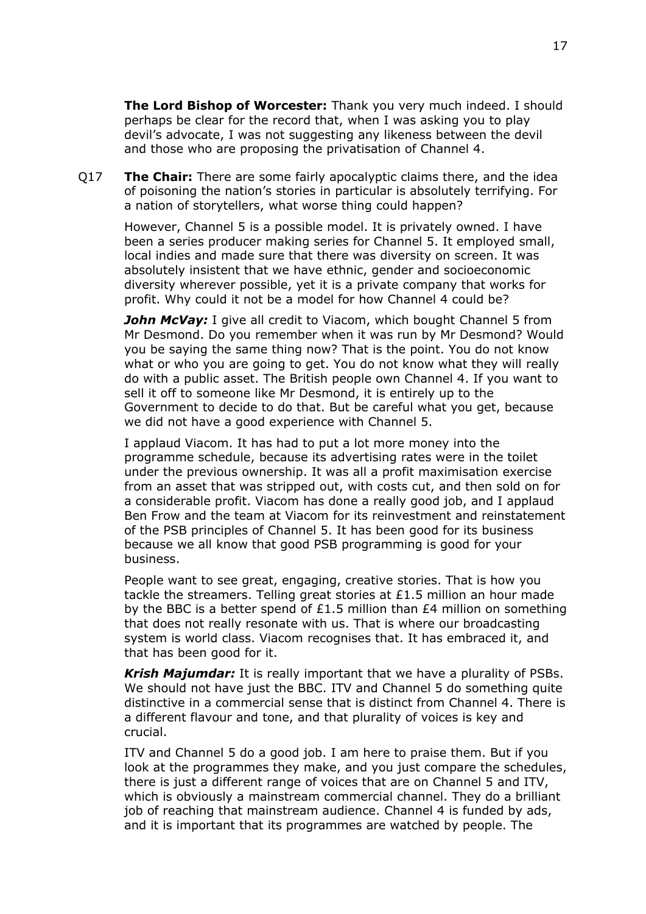**The Lord Bishop of Worcester:** Thank you very much indeed. I should perhaps be clear for the record that, when I was asking you to play devil's advocate, I was not suggesting any likeness between the devil and those who are proposing the privatisation of Channel 4.

Q17 **The Chair:** There are some fairly apocalyptic claims there, and the idea of poisoning the nation's stories in particular is absolutely terrifying. For a nation of storytellers, what worse thing could happen?

However, Channel 5 is a possible model. It is privately owned. I have been a series producer making series for Channel 5. It employed small, local indies and made sure that there was diversity on screen. It was absolutely insistent that we have ethnic, gender and socioeconomic diversity wherever possible, yet it is a private company that works for profit. Why could it not be a model for how Channel 4 could be?

***John McVay:*** I give all credit to Viacom, which bought Channel 5 from Mr Desmond. Do you remember when it was run by Mr Desmond? Would you be saying the same thing now? That is the point. You do not know what or who you are going to get. You do not know what they will really do with a public asset. The British people own Channel 4. If you want to sell it off to someone like Mr Desmond, it is entirely up to the Government to decide to do that. But be careful what you get, because we did not have a good experience with Channel 5.

I applaud Viacom. It has had to put a lot more money into the programme schedule, because its advertising rates were in the toilet under the previous ownership. It was all a profit maximisation exercise from an asset that was stripped out, with costs cut, and then sold on for a considerable profit. Viacom has done a really good job, and I applaud Ben Frow and the team at Viacom for its reinvestment and reinstatement of the PSB principles of Channel 5. It has been good for its business because we all know that good PSB programming is good for your business.

People want to see great, engaging, creative stories. That is how you tackle the streamers. Telling great stories at £1.5 million an hour made by the BBC is a better spend of £1.5 million than £4 million on something that does not really resonate with us. That is where our broadcasting system is world class. Viacom recognises that. It has embraced it, and that has been good for it.

***Krish Majumdar:*** It is really important that we have a plurality of PSBs. We should not have just the BBC. ITV and Channel 5 do something quite distinctive in a commercial sense that is distinct from Channel 4. There is a different flavour and tone, and that plurality of voices is key and crucial.

ITV and Channel 5 do a good job. I am here to praise them. But if you look at the programmes they make, and you just compare the schedules, there is just a different range of voices that are on Channel 5 and ITV, which is obviously a mainstream commercial channel. They do a brilliant job of reaching that mainstream audience. Channel 4 is funded by ads, and it is important that its programmes are watched by people. The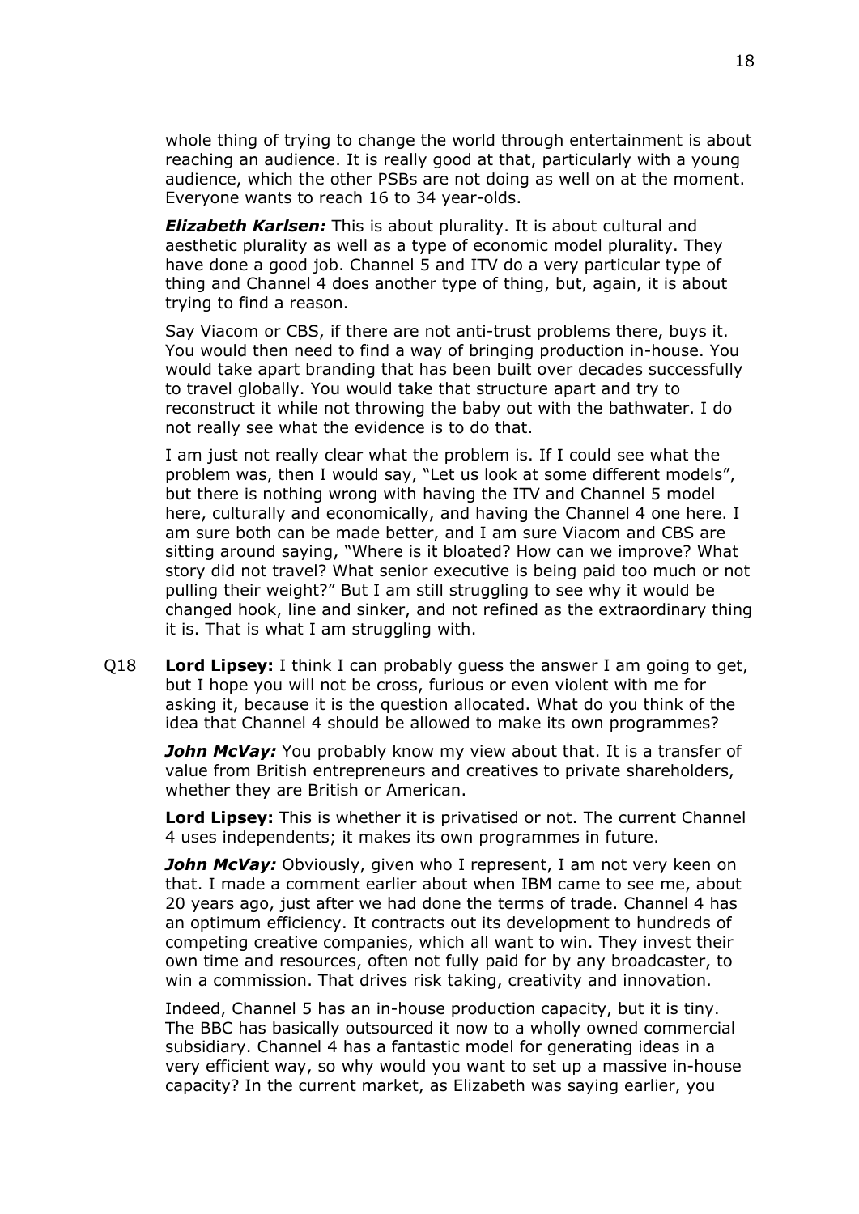whole thing of trying to change the world through entertainment is about reaching an audience. It is really good at that, particularly with a young audience, which the other PSBs are not doing as well on at the moment. Everyone wants to reach 16 to 34 year-olds.

***Elizabeth Karlsen:*** This is about plurality. It is about cultural and aesthetic plurality as well as a type of economic model plurality. They have done a good job. Channel 5 and ITV do a very particular type of thing and Channel 4 does another type of thing, but, again, it is about trying to find a reason.

Say Viacom or CBS, if there are not anti-trust problems there, buys it. You would then need to find a way of bringing production in-house. You would take apart branding that has been built over decades successfully to travel globally. You would take that structure apart and try to reconstruct it while not throwing the baby out with the bathwater. I do not really see what the evidence is to do that.

I am just not really clear what the problem is. If I could see what the problem was, then I would say, "Let us look at some different models", but there is nothing wrong with having the ITV and Channel 5 model here, culturally and economically, and having the Channel 4 one here. I am sure both can be made better, and I am sure Viacom and CBS are sitting around saying, "Where is it bloated? How can we improve? What story did not travel? What senior executive is being paid too much or not pulling their weight?" But I am still struggling to see why it would be changed hook, line and sinker, and not refined as the extraordinary thing it is. That is what I am struggling with.

Q18 **Lord Lipsey:** I think I can probably guess the answer I am going to get, but I hope you will not be cross, furious or even violent with me for asking it, because it is the question allocated. What do you think of the idea that Channel 4 should be allowed to make its own programmes?

***John McVay:*** You probably know my view about that. It is a transfer of value from British entrepreneurs and creatives to private shareholders, whether they are British or American.

**Lord Lipsey:** This is whether it is privatised or not. The current Channel 4 uses independents; it makes its own programmes in future.

***John McVay:*** Obviously, given who I represent, I am not very keen on that. I made a comment earlier about when IBM came to see me, about 20 years ago, just after we had done the terms of trade. Channel 4 has an optimum efficiency. It contracts out its development to hundreds of competing creative companies, which all want to win. They invest their own time and resources, often not fully paid for by any broadcaster, to win a commission. That drives risk taking, creativity and innovation.

Indeed, Channel 5 has an in-house production capacity, but it is tiny. The BBC has basically outsourced it now to a wholly owned commercial subsidiary. Channel 4 has a fantastic model for generating ideas in a very efficient way, so why would you want to set up a massive in-house capacity? In the current market, as Elizabeth was saying earlier, you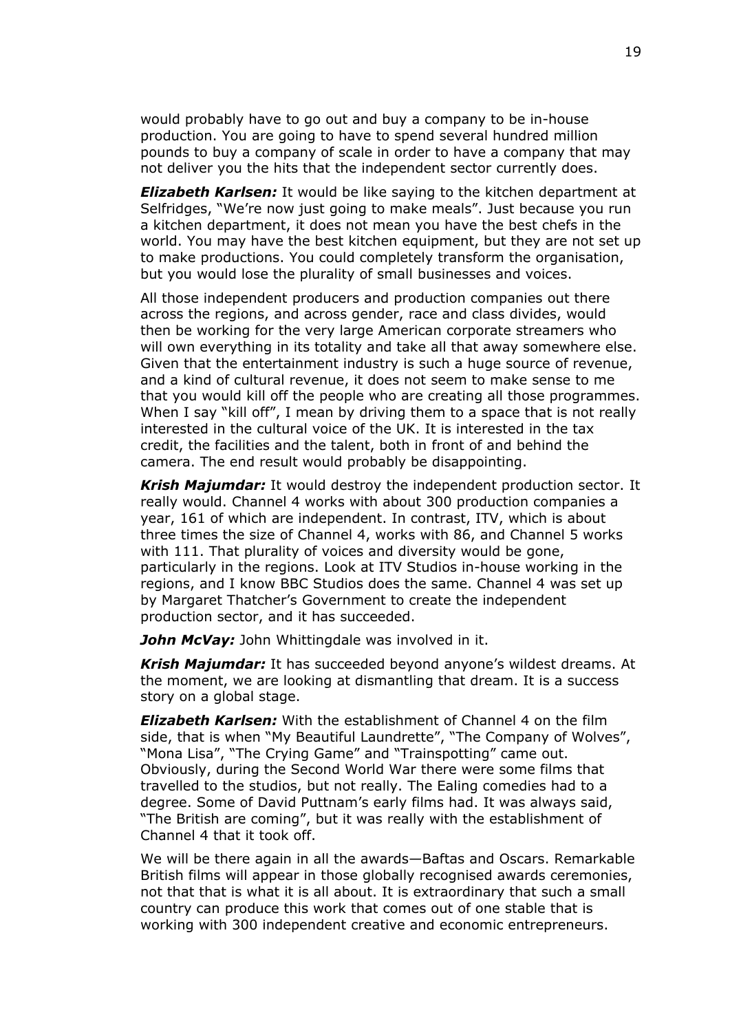would probably have to go out and buy a company to be in-house production. You are going to have to spend several hundred million pounds to buy a company of scale in order to have a company that may not deliver you the hits that the independent sector currently does.

***Elizabeth Karlsen:*** It would be like saying to the kitchen department at Selfridges, "We're now just going to make meals". Just because you run a kitchen department, it does not mean you have the best chefs in the world. You may have the best kitchen equipment, but they are not set up to make productions. You could completely transform the organisation, but you would lose the plurality of small businesses and voices.

All those independent producers and production companies out there across the regions, and across gender, race and class divides, would then be working for the very large American corporate streamers who will own everything in its totality and take all that away somewhere else. Given that the entertainment industry is such a huge source of revenue, and a kind of cultural revenue, it does not seem to make sense to me that you would kill off the people who are creating all those programmes. When I say "kill off", I mean by driving them to a space that is not really interested in the cultural voice of the UK. It is interested in the tax credit, the facilities and the talent, both in front of and behind the camera. The end result would probably be disappointing.

***Krish Majumdar:*** It would destroy the independent production sector. It really would. Channel 4 works with about 300 production companies a year, 161 of which are independent. In contrast, ITV, which is about three times the size of Channel 4, works with 86, and Channel 5 works with 111. That plurality of voices and diversity would be gone, particularly in the regions. Look at ITV Studios in-house working in the regions, and I know BBC Studios does the same. Channel 4 was set up by Margaret Thatcher's Government to create the independent production sector, and it has succeeded.

***John McVay:*** John Whittingdale was involved in it.

***Krish Majumdar:*** It has succeeded beyond anyone's wildest dreams. At the moment, we are looking at dismantling that dream. It is a success story on a global stage.

***Elizabeth Karlsen:*** With the establishment of Channel 4 on the film side, that is when "My Beautiful Laundrette", "The Company of Wolves", "Mona Lisa", "The Crying Game" and "Trainspotting" came out. Obviously, during the Second World War there were some films that travelled to the studios, but not really. The Ealing comedies had to a degree. Some of David Puttnam's early films had. It was always said, "The British are coming", but it was really with the establishment of Channel 4 that it took off.

We will be there again in all the awards—Baftas and Oscars. Remarkable British films will appear in those globally recognised awards ceremonies, not that that is what it is all about. It is extraordinary that such a small country can produce this work that comes out of one stable that is working with 300 independent creative and economic entrepreneurs.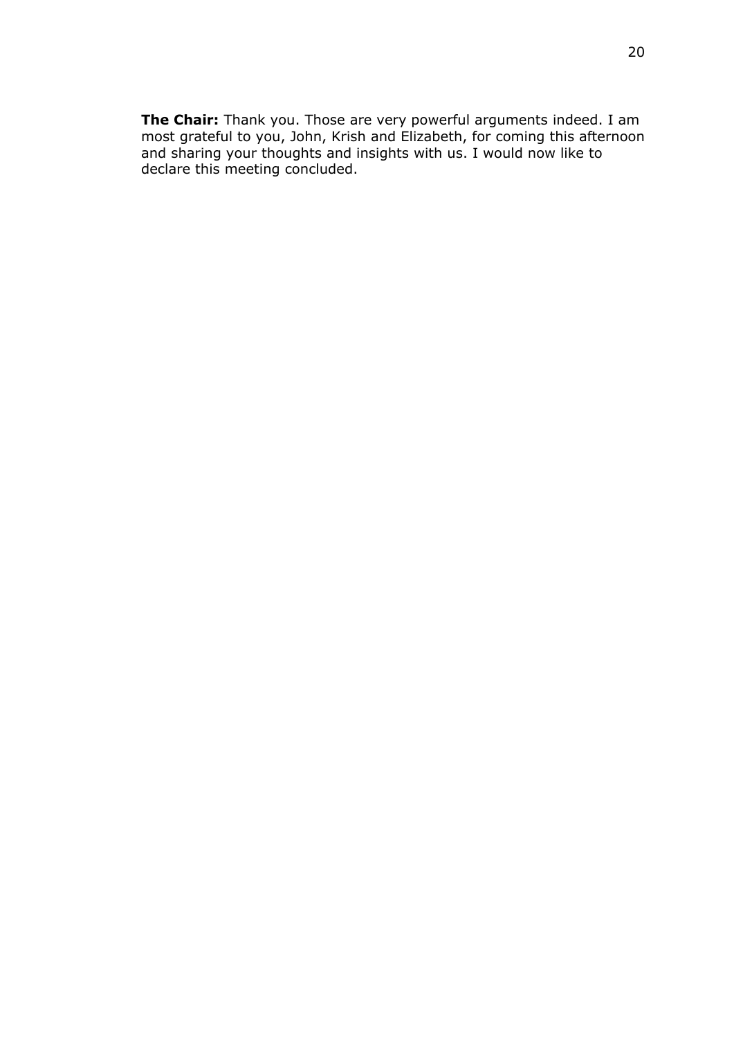**The Chair:** Thank you. Those are very powerful arguments indeed. I am most grateful to you, John, Krish and Elizabeth, for coming this afternoon and sharing your thoughts and insights with us. I would now like to declare this meeting concluded.